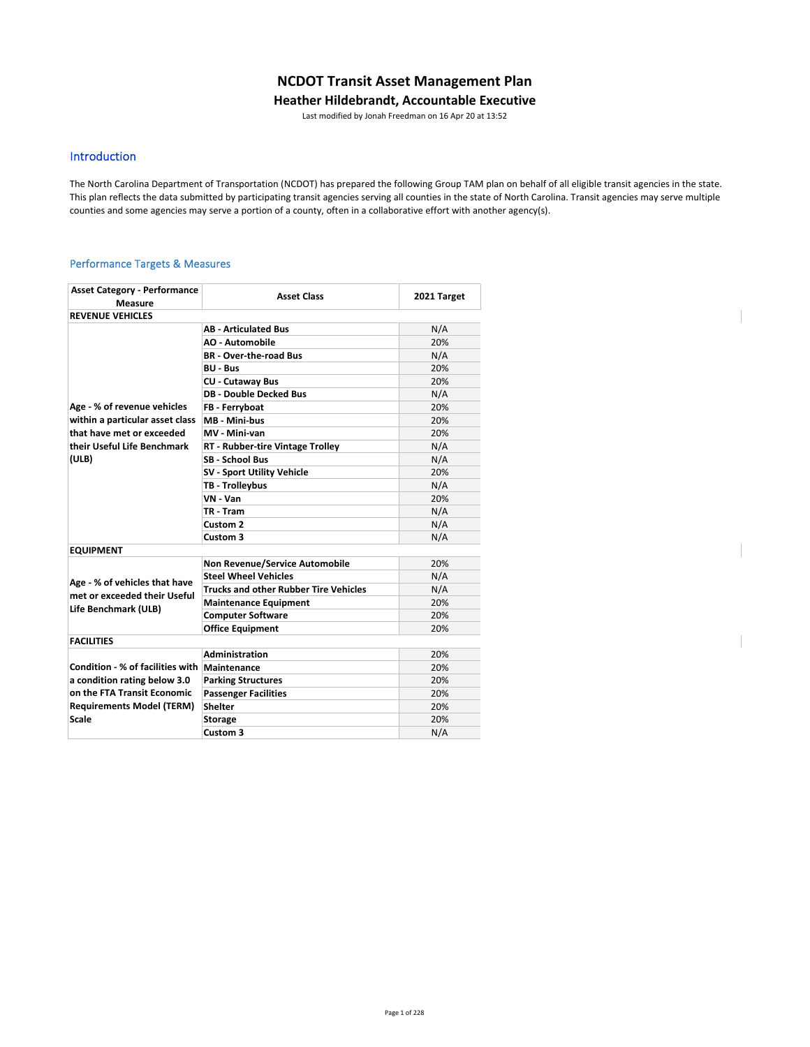# NCDOT Transit Asset Management Plan

## Heather Hildebrandt, Accountable Executive

Last modified by Jonah Freedman on 16 Apr 20 at 13:52

## Introduction

The North Carolina Department of Transportation (NCDOT) has prepared the following Group TAM plan on behalf of all eligible transit agencies in the state. This plan reflects the data submitted by participating transit agencies serving all counties in the state of North Carolina. Transit agencies may serve multiple counties and some agencies may serve a portion of a county, often in a collaborative effort with another agency(s).

## Performance Targets & Measures

| Asset Category - Performance Measure | Asset Class | 2021 Target |
|---|---|---|
| **REVENUE VEHICLES** | | |
| Age - % of revenue vehicles within a particular asset class that have met or exceeded their Useful Life Benchmark (ULB) | AB - Articulated Bus | N/A |
| | AO - Automobile | 20% |
| | BR - Over-the-road Bus | N/A |
| | BU - Bus | 20% |
| | CU - Cutaway Bus | 20% |
| | DB - Double Decked Bus | N/A |
| | FB - Ferryboat | 20% |
| | MB - Mini-bus | 20% |
| | MV - Mini-van | 20% |
| | RT - Rubber-tire Vintage Trolley | N/A |
| | SB - School Bus | N/A |
| | SV - Sport Utility Vehicle | 20% |
| | TB - Trolleybus | N/A |
| | VN - Van | 20% |
| | TR - Tram | N/A |
| | Custom 2 | N/A |
| | Custom 3 | N/A |
| **EQUIPMENT** | | |
| Age - % of vehicles that have met or exceeded their Useful Life Benchmark (ULB) | Non Revenue/Service Automobile | 20% |
| | Steel Wheel Vehicles | N/A |
| | Trucks and other Rubber Tire Vehicles | N/A |
| | Maintenance Equipment | 20% |
| | Computer Software | 20% |
| | Office Equipment | 20% |
| **FACILITIES** | | |
| Condition - % of facilities with a condition rating below 3.0 on the FTA Transit Economic Requirements Model (TERM) Scale | Administration | 20% |
| | Maintenance | 20% |
| | Parking Structures | 20% |
| | Passenger Facilities | 20% |
| | Shelter | 20% |
| | Storage | 20% |
| | Custom 3 | N/A |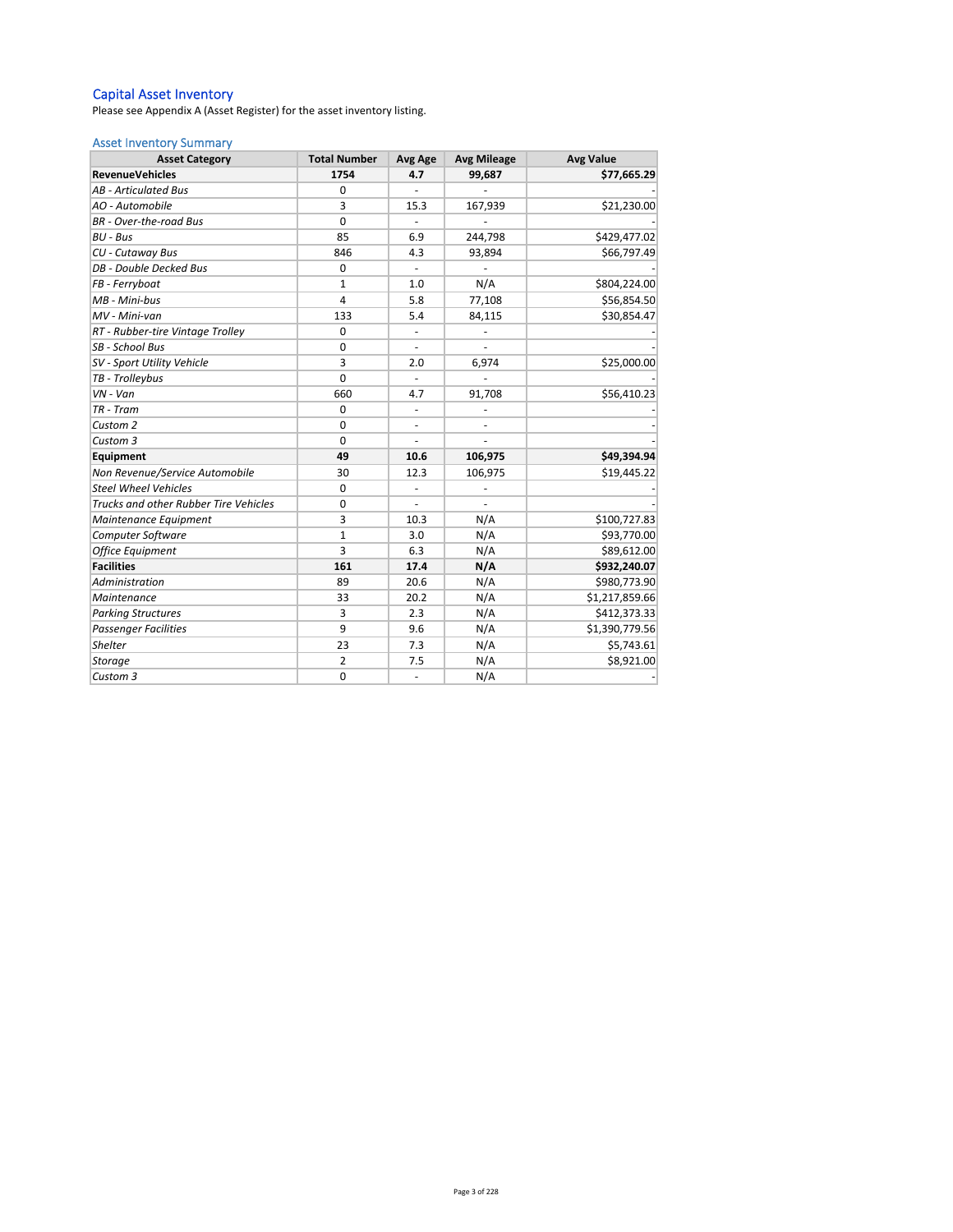## Capital Asset Inventory

Please see Appendix A (Asset Register) for the asset inventory listing.

### Asset Inventory Summary

| Asset Category | Total Number | Avg Age | Avg Mileage | Avg Value |
|---|---|---|---|---|
| **RevenueVehicles** | **1754** | **4.7** | **99,687** | **$77,665.29** |
| *AB - Articulated Bus* | 0 | - | - | - |
| *AO - Automobile* | 3 | 15.3 | 167,939 | $21,230.00 |
| *BR - Over-the-road Bus* | 0 | - | - | - |
| *BU - Bus* | 85 | 6.9 | 244,798 | $429,477.02 |
| *CU - Cutaway Bus* | 846 | 4.3 | 93,894 | $66,797.49 |
| *DB - Double Decked Bus* | 0 | - | - | - |
| *FB - Ferryboat* | 1 | 1.0 | N/A | $804,224.00 |
| *MB - Mini-bus* | 4 | 5.8 | 77,108 | $56,854.50 |
| *MV - Mini-van* | 133 | 5.4 | 84,115 | $30,854.47 |
| *RT - Rubber-tire Vintage Trolley* | 0 | - | - | - |
| *SB - School Bus* | 0 | - | - | - |
| *SV - Sport Utility Vehicle* | 3 | 2.0 | 6,974 | $25,000.00 |
| *TB - Trolleybus* | 0 | - | - | - |
| *VN - Van* | 660 | 4.7 | 91,708 | $56,410.23 |
| *TR - Tram* | 0 | - | - | - |
| *Custom 2* | 0 | - | - | - |
| *Custom 3* | 0 | - | - | - |
| **Equipment** | **49** | **10.6** | **106,975** | **$49,394.94** |
| *Non Revenue/Service Automobile* | 30 | 12.3 | 106,975 | $19,445.22 |
| *Steel Wheel Vehicles* | 0 | - | - | - |
| *Trucks and other Rubber Tire Vehicles* | 0 | - | - | - |
| *Maintenance Equipment* | 3 | 10.3 | N/A | $100,727.83 |
| *Computer Software* | 1 | 3.0 | N/A | $93,770.00 |
| *Office Equipment* | 3 | 6.3 | N/A | $89,612.00 |
| **Facilities** | **161** | **17.4** | **N/A** | **$932,240.07** |
| *Administration* | 89 | 20.6 | N/A | $980,773.90 |
| *Maintenance* | 33 | 20.2 | N/A | $1,217,859.66 |
| *Parking Structures* | 3 | 2.3 | N/A | $412,373.33 |
| *Passenger Facilities* | 9 | 9.6 | N/A | $1,390,779.56 |
| *Shelter* | 23 | 7.3 | N/A | $5,743.61 |
| *Storage* | 2 | 7.5 | N/A | $8,921.00 |
| *Custom 3* | 0 | - | N/A | - |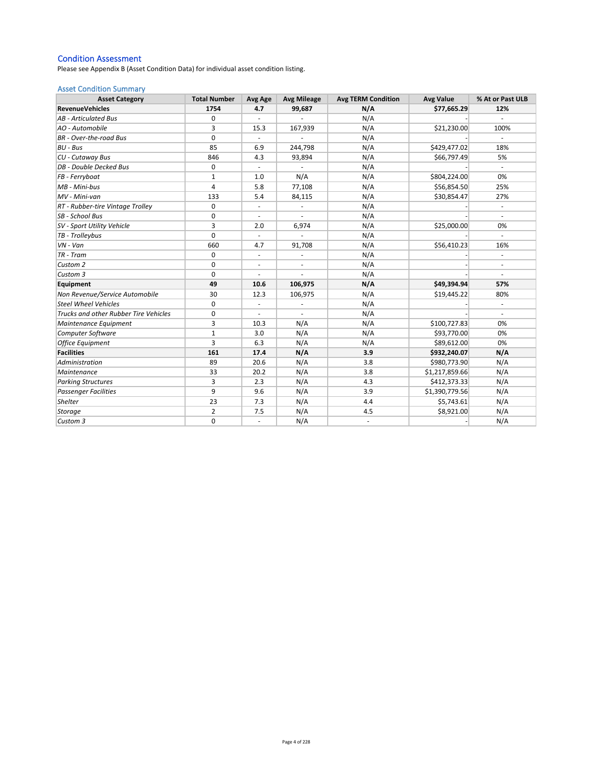## Condition Assessment

Please see Appendix B (Asset Condition Data) for individual asset condition listing.

### Asset Condition Summary

| Asset Category | Total Number | Avg Age | Avg Mileage | Avg TERM Condition | Avg Value | % At or Past ULB |
|---|---|---|---|---|---|---|
| **RevenueVehicles** | **1754** | **4.7** | **99,687** | **N/A** | **$77,665.29** | **12%** |
| *AB - Articulated Bus* | 0 | - | - | N/A | - | - |
| *AO - Automobile* | 3 | 15.3 | 167,939 | N/A | $21,230.00 | 100% |
| *BR - Over-the-road Bus* | 0 | - | - | N/A | - | - |
| *BU - Bus* | 85 | 6.9 | 244,798 | N/A | $429,477.02 | 18% |
| *CU - Cutaway Bus* | 846 | 4.3 | 93,894 | N/A | $66,797.49 | 5% |
| *DB - Double Decked Bus* | 0 | - | - | N/A | - | - |
| *FB - Ferryboat* | 1 | 1.0 | N/A | N/A | $804,224.00 | 0% |
| *MB - Mini-bus* | 4 | 5.8 | 77,108 | N/A | $56,854.50 | 25% |
| *MV - Mini-van* | 133 | 5.4 | 84,115 | N/A | $30,854.47 | 27% |
| *RT - Rubber-tire Vintage Trolley* | 0 | - | - | N/A | - | - |
| *SB - School Bus* | 0 | - | - | N/A | - | - |
| *SV - Sport Utility Vehicle* | 3 | 2.0 | 6,974 | N/A | $25,000.00 | 0% |
| *TB - Trolleybus* | 0 | - | - | N/A | - | - |
| *VN - Van* | 660 | 4.7 | 91,708 | N/A | $56,410.23 | 16% |
| *TR - Tram* | 0 | - | - | N/A | - | - |
| *Custom 2* | 0 | - | - | N/A | - | - |
| *Custom 3* | 0 | - | - | N/A | - | - |
| **Equipment** | **49** | **10.6** | **106,975** | **N/A** | **$49,394.94** | **57%** |
| *Non Revenue/Service Automobile* | 30 | 12.3 | 106,975 | N/A | $19,445.22 | 80% |
| *Steel Wheel Vehicles* | 0 | - | - | N/A | - | - |
| *Trucks and other Rubber Tire Vehicles* | 0 | - | - | N/A | - | - |
| *Maintenance Equipment* | 3 | 10.3 | N/A | N/A | $100,727.83 | 0% |
| *Computer Software* | 1 | 3.0 | N/A | N/A | $93,770.00 | 0% |
| *Office Equipment* | 3 | 6.3 | N/A | N/A | $89,612.00 | 0% |
| **Facilities** | **161** | **17.4** | **N/A** | **3.9** | **$932,240.07** | **N/A** |
| *Administration* | 89 | 20.6 | N/A | 3.8 | $980,773.90 | N/A |
| *Maintenance* | 33 | 20.2 | N/A | 3.8 | $1,217,859.66 | N/A |
| *Parking Structures* | 3 | 2.3 | N/A | 4.3 | $412,373.33 | N/A |
| *Passenger Facilities* | 9 | 9.6 | N/A | 3.9 | $1,390,779.56 | N/A |
| *Shelter* | 23 | 7.3 | N/A | 4.4 | $5,743.61 | N/A |
| *Storage* | 2 | 7.5 | N/A | 4.5 | $8,921.00 | N/A |
| *Custom 3* | 0 | - | N/A | - | - | N/A |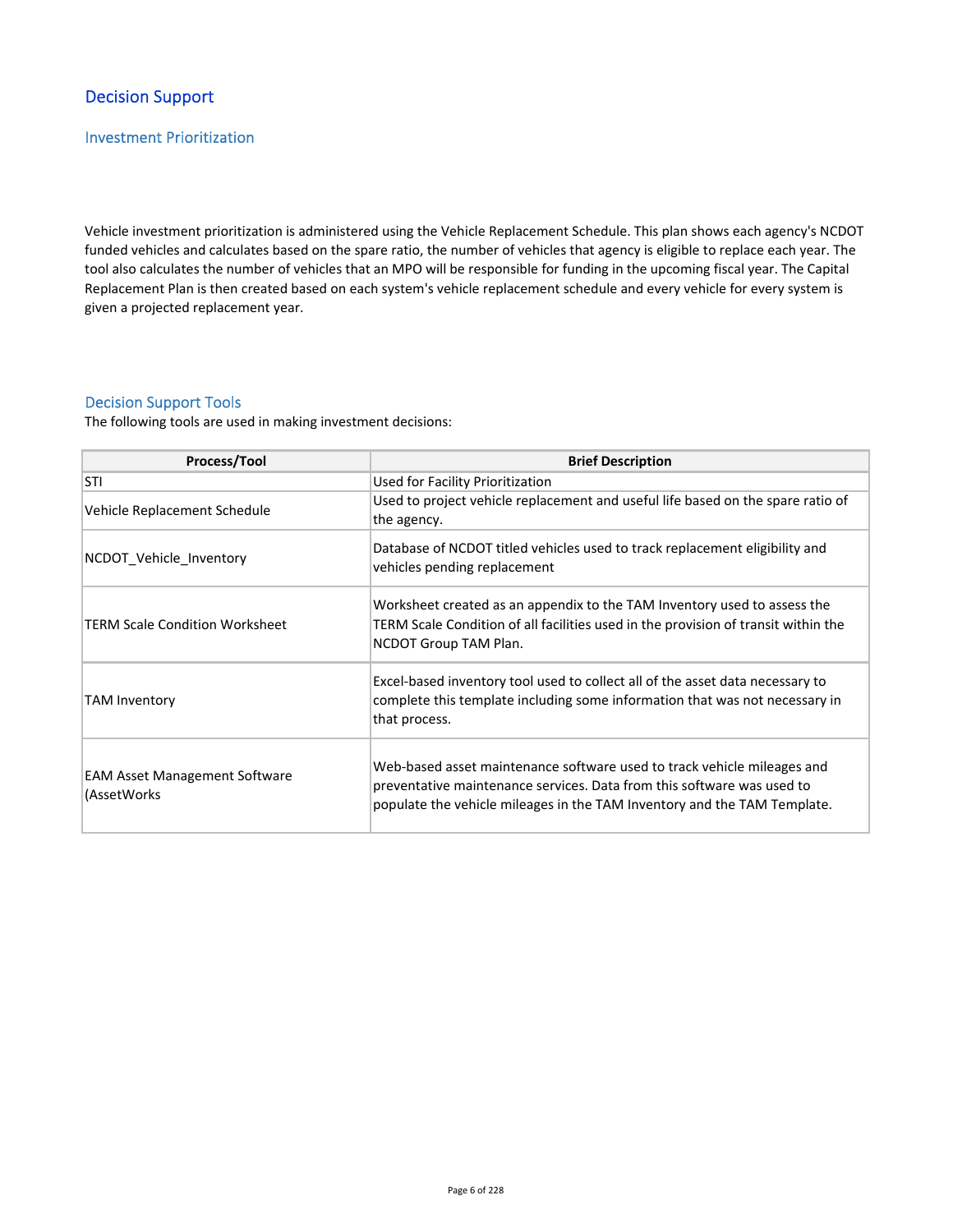## Decision Support

### Investment Prioritization

Vehicle investment prioritization is administered using the Vehicle Replacement Schedule. This plan shows each agency's NCDOT funded vehicles and calculates based on the spare ratio, the number of vehicles that agency is eligible to replace each year. The tool also calculates the number of vehicles that an MPO will be responsible for funding in the upcoming fiscal year. The Capital Replacement Plan is then created based on each system's vehicle replacement schedule and every vehicle for every system is given a projected replacement year.

### Decision Support Tools

The following tools are used in making investment decisions:

| Process/Tool | Brief Description |
| --- | --- |
| STI | Used for Facility Prioritization |
| Vehicle Replacement Schedule | Used to project vehicle replacement and useful life based on the spare ratio of the agency. |
| NCDOT_Vehicle_Inventory | Database of NCDOT titled vehicles used to track replacement eligibility and vehicles pending replacement |
| TERM Scale Condition Worksheet | Worksheet created as an appendix to the TAM Inventory used to assess the TERM Scale Condition of all facilities used in the provision of transit within the NCDOT Group TAM Plan. |
| TAM Inventory | Excel-based inventory tool used to collect all of the asset data necessary to complete this template including some information that was not necessary in that process. |
| EAM Asset Management Software (AssetWorks | Web-based asset maintenance software used to track vehicle mileages and preventative maintenance services. Data from this software was used to populate the vehicle mileages in the TAM Inventory and the TAM Template. |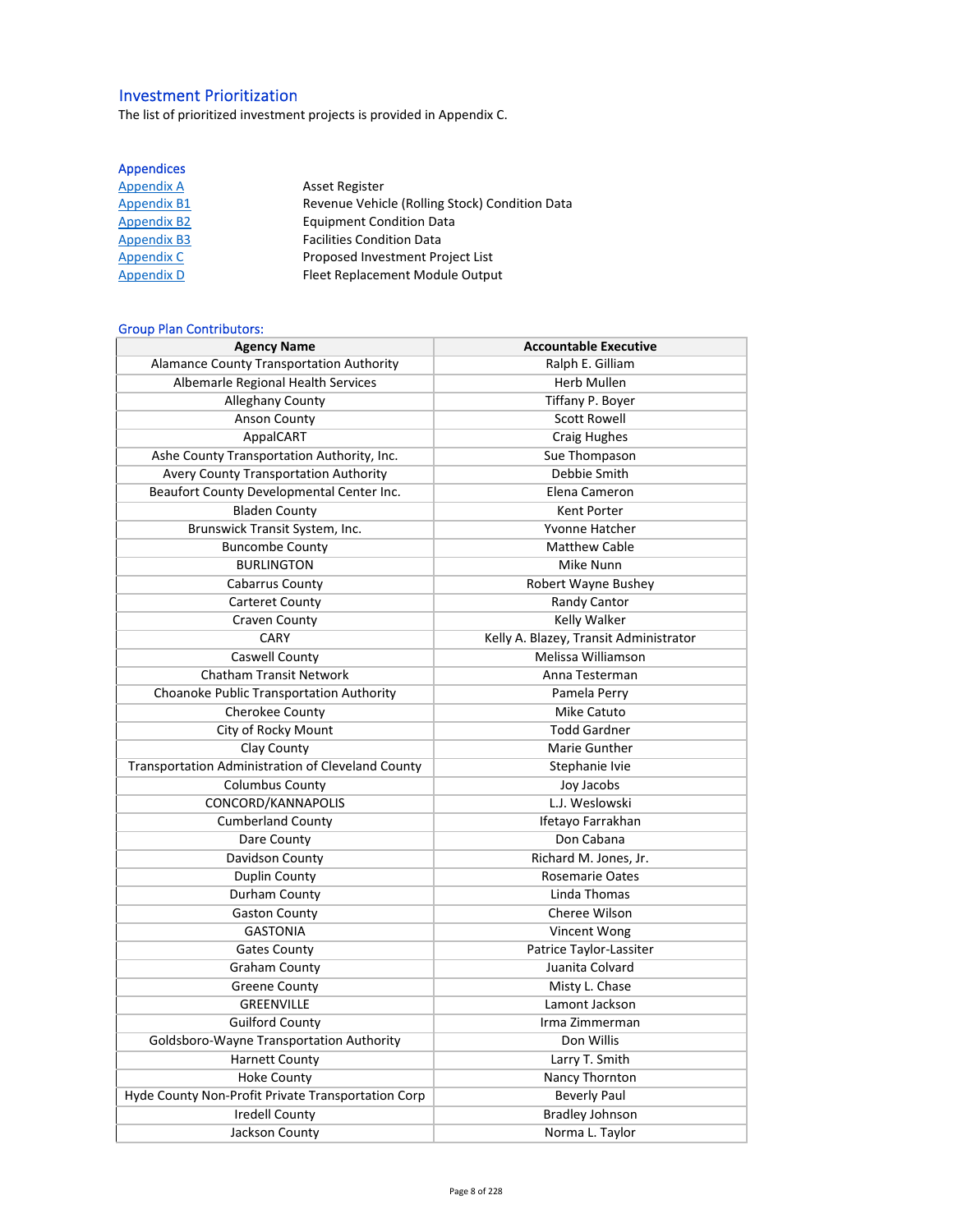## Investment Prioritization

The list of prioritized investment projects is provided in Appendix C.

## Appendices

| | |
|---|---|
| Appendix A | Asset Register |
| Appendix B1 | Revenue Vehicle (Rolling Stock) Condition Data |
| Appendix B2 | Equipment Condition Data |
| Appendix B3 | Facilities Condition Data |
| Appendix C | Proposed Investment Project List |
| Appendix D | Fleet Replacement Module Output |

## Group Plan Contributors:

| Agency Name | Accountable Executive |
|---|---|
| Alamance County Transportation Authority | Ralph E. Gilliam |
| Albemarle Regional Health Services | Herb Mullen |
| Alleghany County | Tiffany P. Boyer |
| Anson County | Scott Rowell |
| AppalCART | Craig Hughes |
| Ashe County Transportation Authority, Inc. | Sue Thompason |
| Avery County Transportation Authority | Debbie Smith |
| Beaufort County Developmental Center Inc. | Elena Cameron |
| Bladen County | Kent Porter |
| Brunswick Transit System, Inc. | Yvonne Hatcher |
| Buncombe County | Matthew Cable |
| BURLINGTON | Mike Nunn |
| Cabarrus County | Robert Wayne Bushey |
| Carteret County | Randy Cantor |
| Craven County | Kelly Walker |
| CARY | Kelly A. Blazey, Transit Administrator |
| Caswell County | Melissa Williamson |
| Chatham Transit Network | Anna Testerman |
| Choanoke Public Transportation Authority | Pamela Perry |
| Cherokee County | Mike Catuto |
| City of Rocky Mount | Todd Gardner |
| Clay County | Marie Gunther |
| Transportation Administration of Cleveland County | Stephanie Ivie |
| Columbus County | Joy Jacobs |
| CONCORD/KANNAPOLIS | L.J. Weslowski |
| Cumberland County | Ifetayo Farrakhan |
| Dare County | Don Cabana |
| Davidson County | Richard M. Jones, Jr. |
| Duplin County | Rosemarie Oates |
| Durham County | Linda Thomas |
| Gaston County | Cheree Wilson |
| GASTONIA | Vincent Wong |
| Gates County | Patrice Taylor-Lassiter |
| Graham County | Juanita Colvard |
| Greene County | Misty L. Chase |
| GREENVILLE | Lamont Jackson |
| Guilford County | Irma Zimmerman |
| Goldsboro-Wayne Transportation Authority | Don Willis |
| Harnett County | Larry T. Smith |
| Hoke County | Nancy Thornton |
| Hyde County Non-Profit Private Transportation Corp | Beverly Paul |
| Iredell County | Bradley Johnson |
| Jackson County | Norma L. Taylor |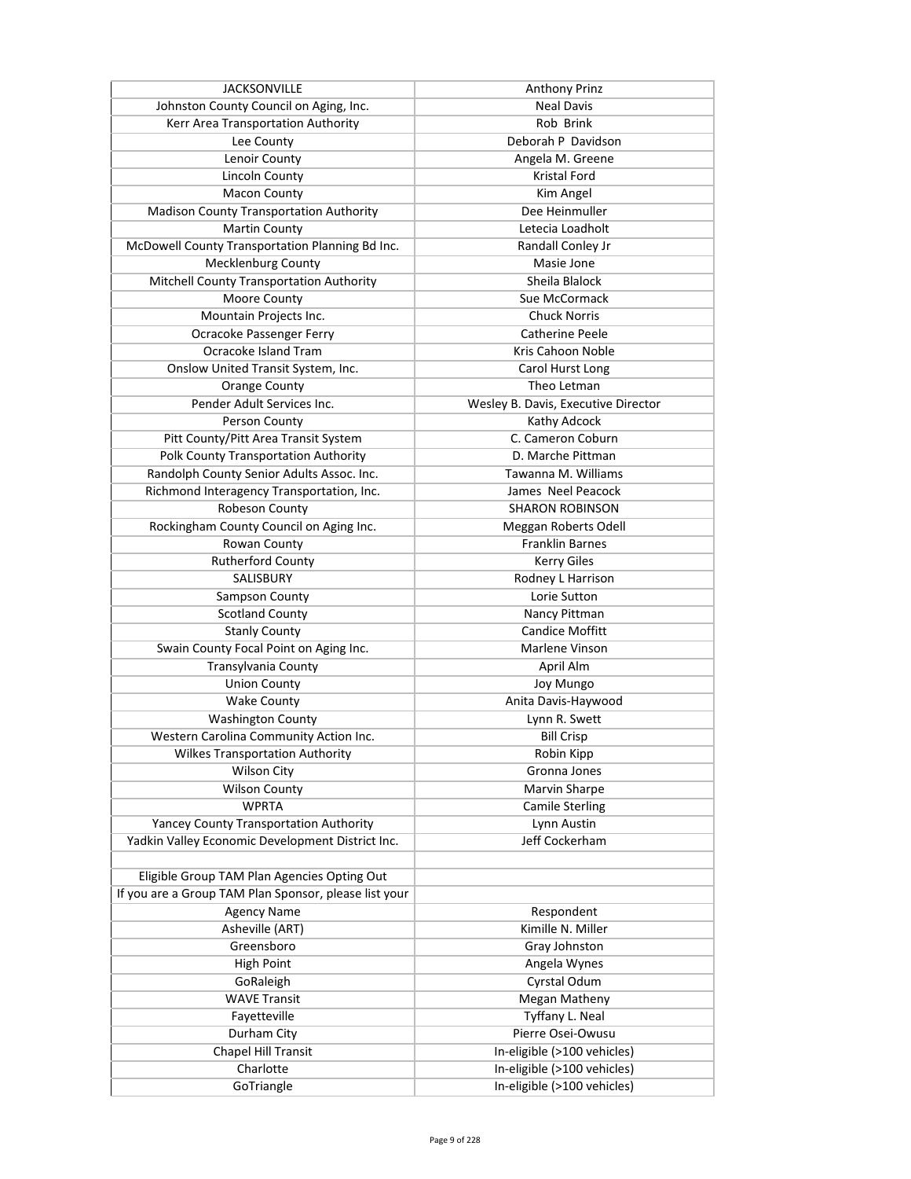| | |
|---|---|
| JACKSONVILLE | Anthony Prinz |
| Johnston County Council on Aging, Inc. | Neal Davis |
| Kerr Area Transportation Authority | Rob Brink |
| Lee County | Deborah P Davidson |
| Lenoir County | Angela M. Greene |
| Lincoln County | Kristal Ford |
| Macon County | Kim Angel |
| Madison County Transportation Authority | Dee Heinmuller |
| Martin County | Letecia Loadholt |
| McDowell County Transportation Planning Bd Inc. | Randall Conley Jr |
| Mecklenburg County | Masie Jone |
| Mitchell County Transportation Authority | Sheila Blalock |
| Moore County | Sue McCormack |
| Mountain Projects Inc. | Chuck Norris |
| Ocracoke Passenger Ferry | Catherine Peele |
| Ocracoke Island Tram | Kris Cahoon Noble |
| Onslow United Transit System, Inc. | Carol Hurst Long |
| Orange County | Theo Letman |
| Pender Adult Services Inc. | Wesley B. Davis, Executive Director |
| Person County | Kathy Adcock |
| Pitt County/Pitt Area Transit System | C. Cameron Coburn |
| Polk County Transportation Authority | D. Marche Pittman |
| Randolph County Senior Adults Assoc. Inc. | Tawanna M. Williams |
| Richmond Interagency Transportation, Inc. | James Neel Peacock |
| Robeson County | SHARON ROBINSON |
| Rockingham County Council on Aging Inc. | Meggan Roberts Odell |
| Rowan County | Franklin Barnes |
| Rutherford County | Kerry Giles |
| SALISBURY | Rodney L Harrison |
| Sampson County | Lorie Sutton |
| Scotland County | Nancy Pittman |
| Stanly County | Candice Moffitt |
| Swain County Focal Point on Aging Inc. | Marlene Vinson |
| Transylvania County | April Alm |
| Union County | Joy Mungo |
| Wake County | Anita Davis-Haywood |
| Washington County | Lynn R. Swett |
| Western Carolina Community Action Inc. | Bill Crisp |
| Wilkes Transportation Authority | Robin Kipp |
| Wilson City | Gronna Jones |
| Wilson County | Marvin Sharpe |
| WPRTA | Camile Sterling |
| Yancey County Transportation Authority | Lynn Austin |
| Yadkin Valley Economic Development District Inc. | Jeff Cockerham |
| | |
| Eligible Group TAM Plan Agencies Opting Out | |
| If you are a Group TAM Plan Sponsor, please list your | |
| Agency Name | Respondent |
| Asheville (ART) | Kimille N. Miller |
| Greensboro | Gray Johnston |
| High Point | Angela Wynes |
| GoRaleigh | Cyrstal Odum |
| WAVE Transit | Megan Matheny |
| Fayetteville | Tyffany L. Neal |
| Durham City | Pierre Osei-Owusu |
| Chapel Hill Transit | In-eligible (>100 vehicles) |
| Charlotte | In-eligible (>100 vehicles) |
| GoTriangle | In-eligible (>100 vehicles) |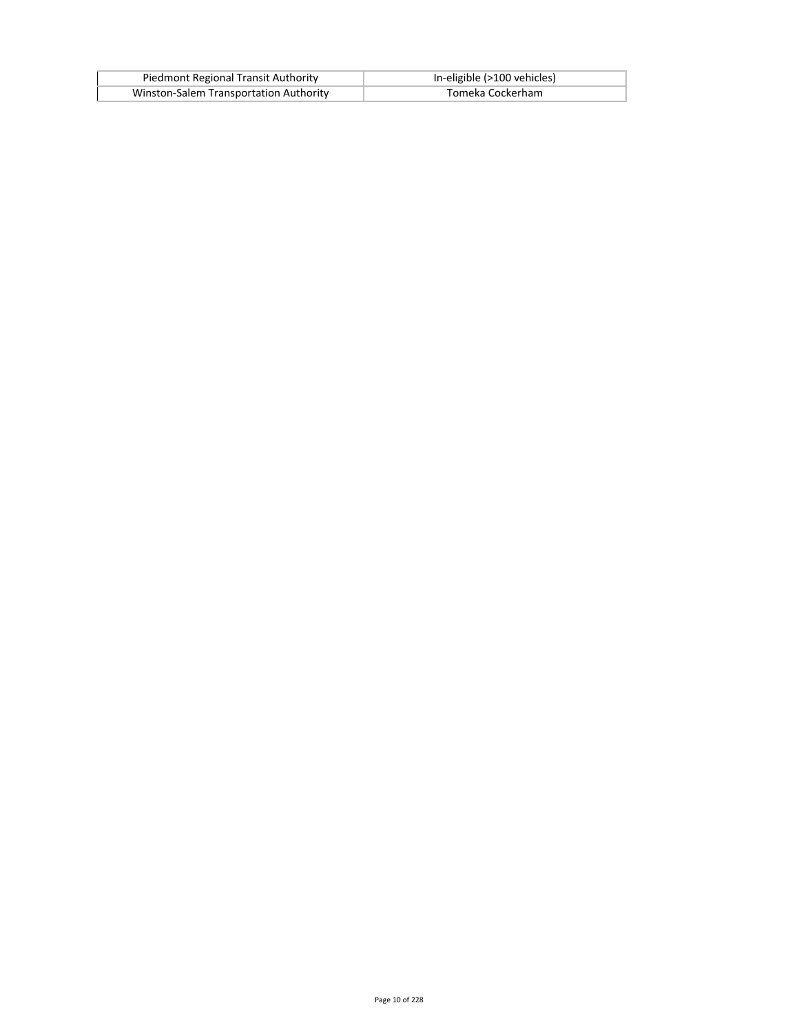| | |
|---|---|
| Piedmont Regional Transit Authority | In-eligible (>100 vehicles) |
| Winston-Salem Transportation Authority | Tomeka Cockerham |